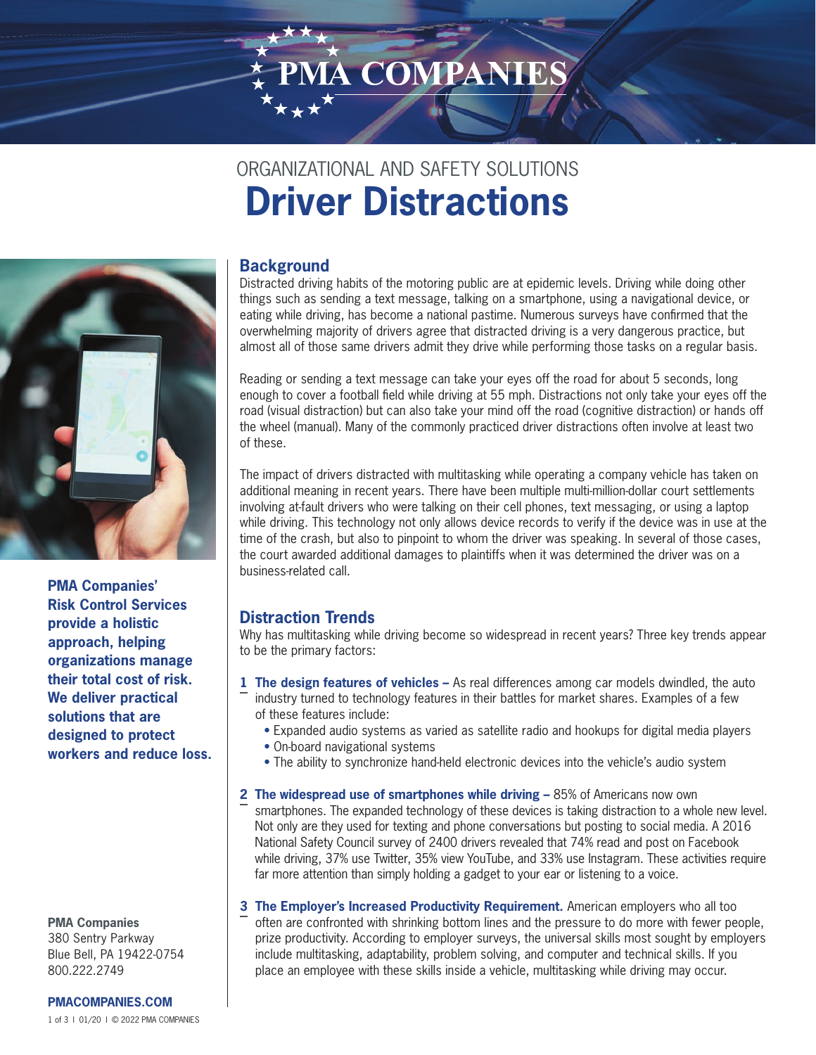PMA COMPANIES

ORGANIZATIONAL AND SAFETY SOLUTIONS

# Driver Distractions

## Background

Distracted driving habits of the motoring public are at epidemic levels. Driving while doing other things such as sending a text message, talking on a smartphone, using a navigational device, or eating while driving, has become a national pastime. Numerous surveys have confirmed that the overwhelming majority of drivers agree that distracted driving is a very dangerous practice, but almost all of those same drivers admit they drive while performing those tasks on a regular basis.

Reading or sending a text message can take your eyes off the road for about 5 seconds, long enough to cover a football field while driving at 55 mph. Distractions not only take your eyes off the road (visual distraction) but can also take your mind off the road (cognitive distraction) or hands off the wheel (manual). Many of the commonly practiced driver distractions often involve at least two of these.

The impact of drivers distracted with multitasking while operating a company vehicle has taken on additional meaning in recent years. There have been multiple multi-million-dollar court settlements involving at-fault drivers who were talking on their cell phones, text messaging, or using a laptop while driving. This technology not only allows device records to verify if the device was in use at the time of the crash, but also to pinpoint to whom the driver was speaking. In several of those cases, the court awarded additional damages to plaintiffs when it was determined the driver was on a business-related call.

## Distraction Trends

Why has multitasking while driving become so widespread in recent years? Three key trends appear to be the primary factors:

1. **The design features of vehicles –** As real differences among car models dwindled, the auto industry turned to technology features in their battles for market shares. Examples of a few of these features include:
   - Expanded audio systems as varied as satellite radio and hookups for digital media players
   - On-board navigational systems
   - The ability to synchronize hand-held electronic devices into the vehicle's audio system

2. **The widespread use of smartphones while driving –** 85% of Americans now own smartphones. The expanded technology of these devices is taking distraction to a whole new level. Not only are they used for texting and phone conversations but posting to social media. A 2016 National Safety Council survey of 2400 drivers revealed that 74% read and post on Facebook while driving, 37% use Twitter, 35% view YouTube, and 33% use Instagram. These activities require far more attention than simply holding a gadget to your ear or listening to a voice.

3. **The Employer's Increased Productivity Requirement.** American employers who all too often are confronted with shrinking bottom lines and the pressure to do more with fewer people, prize productivity. According to employer surveys, the universal skills most sought by employers include multitasking, adaptability, problem solving, and computer and technical skills. If you place an employee with these skills inside a vehicle, multitasking while driving may occur.

**PMA Companies' Risk Control Services provide a holistic approach, helping organizations manage their total cost of risk. We deliver practical solutions that are designed to protect workers and reduce loss.**

**PMA Companies**
380 Sentry Parkway
Blue Bell, PA 19422-0754
800.222.2749

**PMACOMPANIES.COM**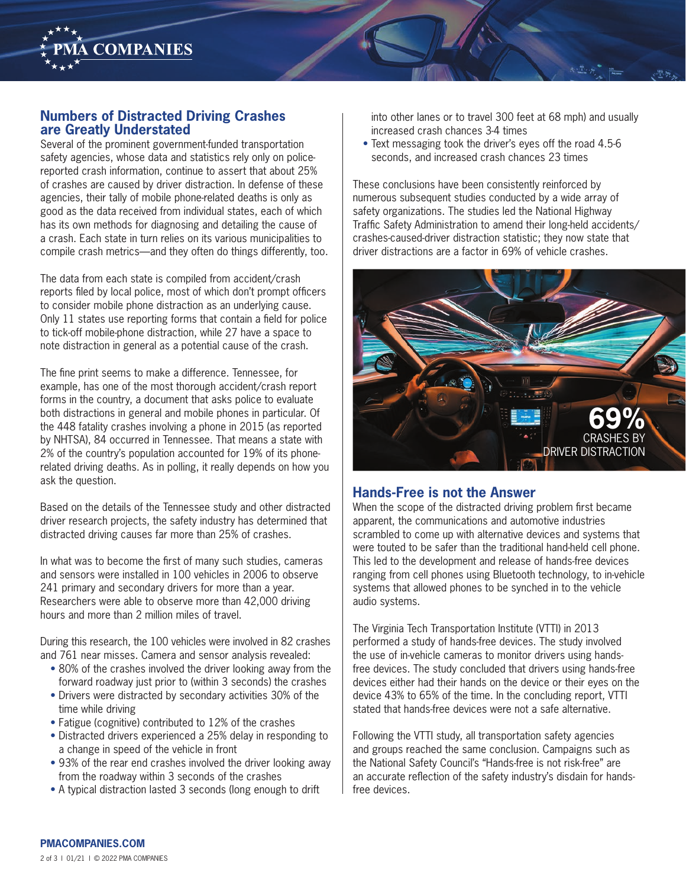## Numbers of Distracted Driving Crashes are Greatly Understated

Several of the prominent government-funded transportation safety agencies, whose data and statistics rely only on police-reported crash information, continue to assert that about 25% of crashes are caused by driver distraction. In defense of these agencies, their tally of mobile phone-related deaths is only as good as the data received from individual states, each of which has its own methods for diagnosing and detailing the cause of a crash. Each state in turn relies on its various municipalities to compile crash metrics—and they often do things differently, too.

The data from each state is compiled from accident/crash reports filed by local police, most of which don't prompt officers to consider mobile phone distraction as an underlying cause. Only 11 states use reporting forms that contain a field for police to tick-off mobile-phone distraction, while 27 have a space to note distraction in general as a potential cause of the crash.

The fine print seems to make a difference. Tennessee, for example, has one of the most thorough accident/crash report forms in the country, a document that asks police to evaluate both distractions in general and mobile phones in particular. Of the 448 fatality crashes involving a phone in 2015 (as reported by NHTSA), 84 occurred in Tennessee. That means a state with 2% of the country's population accounted for 19% of its phone-related driving deaths. As in polling, it really depends on how you ask the question.

Based on the details of the Tennessee study and other distracted driver research projects, the safety industry has determined that distracted driving causes far more than 25% of crashes.

In what was to become the first of many such studies, cameras and sensors were installed in 100 vehicles in 2006 to observe 241 primary and secondary drivers for more than a year. Researchers were able to observe more than 42,000 driving hours and more than 2 million miles of travel.

During this research, the 100 vehicles were involved in 82 crashes and 761 near misses. Camera and sensor analysis revealed:

- 80% of the crashes involved the driver looking away from the forward roadway just prior to (within 3 seconds) the crashes
- Drivers were distracted by secondary activities 30% of the time while driving
- Fatigue (cognitive) contributed to 12% of the crashes
- Distracted drivers experienced a 25% delay in responding to a change in speed of the vehicle in front
- 93% of the rear end crashes involved the driver looking away from the roadway within 3 seconds of the crashes
- A typical distraction lasted 3 seconds (long enough to drift into other lanes or to travel 300 feet at 68 mph) and usually increased crash chances 3-4 times
- Text messaging took the driver's eyes off the road 4.5-6 seconds, and increased crash chances 23 times

These conclusions have been consistently reinforced by numerous subsequent studies conducted by a wide array of safety organizations. The studies led the National Highway Traffic Safety Administration to amend their long-held accidents/crashes-caused-driver distraction statistic; they now state that driver distractions are a factor in 69% of vehicle crashes.

**69%** CRASHES BY DRIVER DISTRACTION

## Hands-Free is not the Answer

When the scope of the distracted driving problem first became apparent, the communications and automotive industries scrambled to come up with alternative devices and systems that were touted to be safer than the traditional hand-held cell phone. This led to the development and release of hands-free devices ranging from cell phones using Bluetooth technology, to in-vehicle systems that allowed phones to be synched in to the vehicle audio systems.

The Virginia Tech Transportation Institute (VTTI) in 2013 performed a study of hands-free devices. The study involved the use of in-vehicle cameras to monitor drivers using hands-free devices. The study concluded that drivers using hands-free devices either had their hands on the device or their eyes on the device 43% to 65% of the time. In the concluding report, VTTI stated that hands-free devices were not a safe alternative.

Following the VTTI study, all transportation safety agencies and groups reached the same conclusion. Campaigns such as the National Safety Council's "Hands-free is not risk-free" are an accurate reflection of the safety industry's disdain for hands-free devices.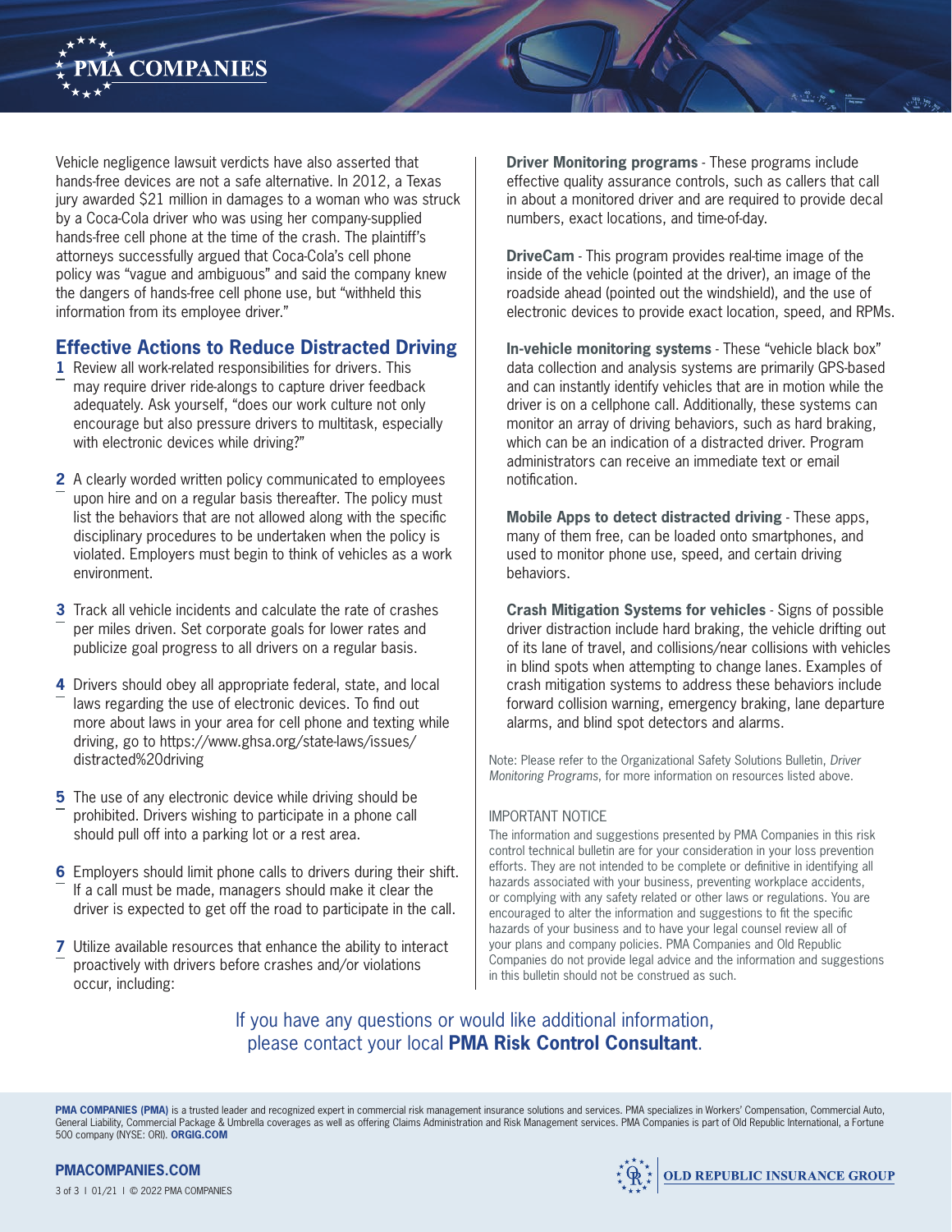Vehicle negligence lawsuit verdicts have also asserted that hands-free devices are not a safe alternative. In 2012, a Texas jury awarded $21 million in damages to a woman who was struck by a Coca-Cola driver who was using her company-supplied hands-free cell phone at the time of the crash. The plaintiff's attorneys successfully argued that Coca-Cola's cell phone policy was "vague and ambiguous" and said the company knew the dangers of hands-free cell phone use, but "withheld this information from its employee driver."

## Effective Actions to Reduce Distracted Driving

1. Review all work-related responsibilities for drivers. This may require driver ride-alongs to capture driver feedback adequately. Ask yourself, "does our work culture not only encourage but also pressure drivers to multitask, especially with electronic devices while driving?"

2. A clearly worded written policy communicated to employees upon hire and on a regular basis thereafter. The policy must list the behaviors that are not allowed along with the specific disciplinary procedures to be undertaken when the policy is violated. Employers must begin to think of vehicles as a work environment.

3. Track all vehicle incidents and calculate the rate of crashes per miles driven. Set corporate goals for lower rates and publicize goal progress to all drivers on a regular basis.

4. Drivers should obey all appropriate federal, state, and local laws regarding the use of electronic devices. To find out more about laws in your area for cell phone and texting while driving, go to https://www.ghsa.org/state-laws/issues/distracted%20driving

5. The use of any electronic device while driving should be prohibited. Drivers wishing to participate in a phone call should pull off into a parking lot or a rest area.

6. Employers should limit phone calls to drivers during their shift. If a call must be made, managers should make it clear the driver is expected to get off the road to participate in the call.

7. Utilize available resources that enhance the ability to interact proactively with drivers before crashes and/or violations occur, including:

**Driver Monitoring programs** - These programs include effective quality assurance controls, such as callers that call in about a monitored driver and are required to provide decal numbers, exact locations, and time-of-day.

**DriveCam** - This program provides real-time image of the inside of the vehicle (pointed at the driver), an image of the roadside ahead (pointed out the windshield), and the use of electronic devices to provide exact location, speed, and RPMs.

**In-vehicle monitoring systems** - These "vehicle black box" data collection and analysis systems are primarily GPS-based and can instantly identify vehicles that are in motion while the driver is on a cellphone call. Additionally, these systems can monitor an array of driving behaviors, such as hard braking, which can be an indication of a distracted driver. Program administrators can receive an immediate text or email notification.

**Mobile Apps to detect distracted driving** - These apps, many of them free, can be loaded onto smartphones, and used to monitor phone use, speed, and certain driving behaviors.

**Crash Mitigation Systems for vehicles** - Signs of possible driver distraction include hard braking, the vehicle drifting out of its lane of travel, and collisions/near collisions with vehicles in blind spots when attempting to change lanes. Examples of crash mitigation systems to address these behaviors include forward collision warning, emergency braking, lane departure alarms, and blind spot detectors and alarms.

Note: Please refer to the Organizational Safety Solutions Bulletin, *Driver Monitoring Programs*, for more information on resources listed above.

IMPORTANT NOTICE

The information and suggestions presented by PMA Companies in this risk control technical bulletin are for your consideration in your loss prevention efforts. They are not intended to be complete or definitive in identifying all hazards associated with your business, preventing workplace accidents, or complying with any safety related or other laws or regulations. You are encouraged to alter the information and suggestions to fit the specific hazards of your business and to have your legal counsel review all of your plans and company policies. PMA Companies and Old Republic Companies do not provide legal advice and the information and suggestions in this bulletin should not be construed as such.

If you have any questions or would like additional information, please contact your local **PMA Risk Control Consultant**.

**PMA COMPANIES (PMA)** is a trusted leader and recognized expert in commercial risk management insurance solutions and services. PMA specializes in Workers' Compensation, Commercial Auto, General Liability, Commercial Package & Umbrella coverages as well as offering Claims Administration and Risk Management services. PMA Companies is part of Old Republic International, a Fortune 500 company (NYSE: ORI). **ORGIG.COM**

**PMACOMPANIES.COM**

01/21 | © 2022 PMA COMPANIES

OLD REPUBLIC INSURANCE GROUP